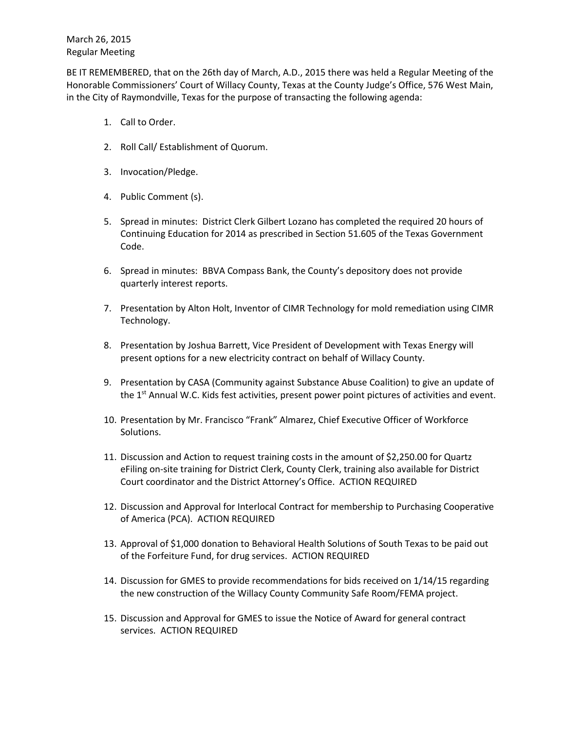March 26, 2015
Regular Meeting

BE IT REMEMBERED, that on the 26th day of March, A.D., 2015 there was held a Regular Meeting of the Honorable Commissioners' Court of Willacy County, Texas at the County Judge's Office, 576 West Main, in the City of Raymondville, Texas for the purpose of transacting the following agenda:

1. Call to Order.
2. Roll Call/ Establishment of Quorum.
3. Invocation/Pledge.
4. Public Comment (s).
5. Spread in minutes: District Clerk Gilbert Lozano has completed the required 20 hours of Continuing Education for 2014 as prescribed in Section 51.605 of the Texas Government Code.
6. Spread in minutes: BBVA Compass Bank, the County's depository does not provide quarterly interest reports.
7. Presentation by Alton Holt, Inventor of CIMR Technology for mold remediation using CIMR Technology.
8. Presentation by Joshua Barrett, Vice President of Development with Texas Energy will present options for a new electricity contract on behalf of Willacy County.
9. Presentation by CASA (Community against Substance Abuse Coalition) to give an update of the 1st Annual W.C. Kids fest activities, present power point pictures of activities and event.
10. Presentation by Mr. Francisco "Frank" Almarez, Chief Executive Officer of Workforce Solutions.
11. Discussion and Action to request training costs in the amount of $2,250.00 for Quartz eFiling on-site training for District Clerk, County Clerk, training also available for District Court coordinator and the District Attorney's Office. ACTION REQUIRED
12. Discussion and Approval for Interlocal Contract for membership to Purchasing Cooperative of America (PCA). ACTION REQUIRED
13. Approval of $1,000 donation to Behavioral Health Solutions of South Texas to be paid out of the Forfeiture Fund, for drug services. ACTION REQUIRED
14. Discussion for GMES to provide recommendations for bids received on 1/14/15 regarding the new construction of the Willacy County Community Safe Room/FEMA project.
15. Discussion and Approval for GMES to issue the Notice of Award for general contract services. ACTION REQUIRED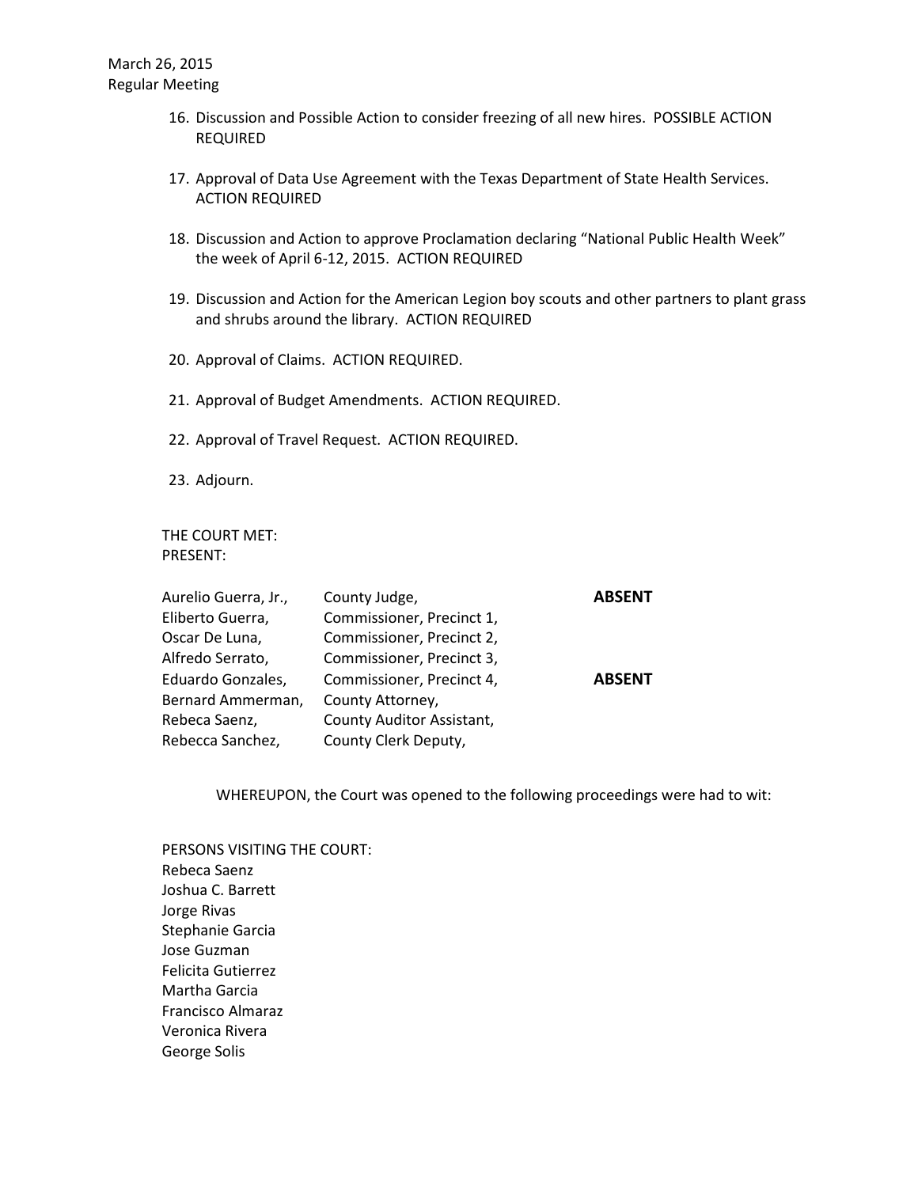16. Discussion and Possible Action to consider freezing of all new hires. POSSIBLE ACTION REQUIRED

17. Approval of Data Use Agreement with the Texas Department of State Health Services. ACTION REQUIRED

18. Discussion and Action to approve Proclamation declaring "National Public Health Week" the week of April 6-12, 2015. ACTION REQUIRED

19. Discussion and Action for the American Legion boy scouts and other partners to plant grass and shrubs around the library. ACTION REQUIRED

20. Approval of Claims. ACTION REQUIRED.

21. Approval of Budget Amendments. ACTION REQUIRED.

22. Approval of Travel Request. ACTION REQUIRED.

23. Adjourn.

THE COURT MET:
PRESENT:

| | | |
|---|---|---|
| Aurelio Guerra, Jr., | County Judge, | **ABSENT** |
| Eliberto Guerra, | Commissioner, Precinct 1, | |
| Oscar De Luna, | Commissioner, Precinct 2, | |
| Alfredo Serrato, | Commissioner, Precinct 3, | |
| Eduardo Gonzales, | Commissioner, Precinct 4, | **ABSENT** |
| Bernard Ammerman, | County Attorney, | |
| Rebeca Saenz, | County Auditor Assistant, | |
| Rebecca Sanchez, | County Clerk Deputy, | |

WHEREUPON, the Court was opened to the following proceedings were had to wit:

PERSONS VISITING THE COURT:
Rebeca Saenz
Joshua C. Barrett
Jorge Rivas
Stephanie Garcia
Jose Guzman
Felicita Gutierrez
Martha Garcia
Francisco Almaraz
Veronica Rivera
George Solis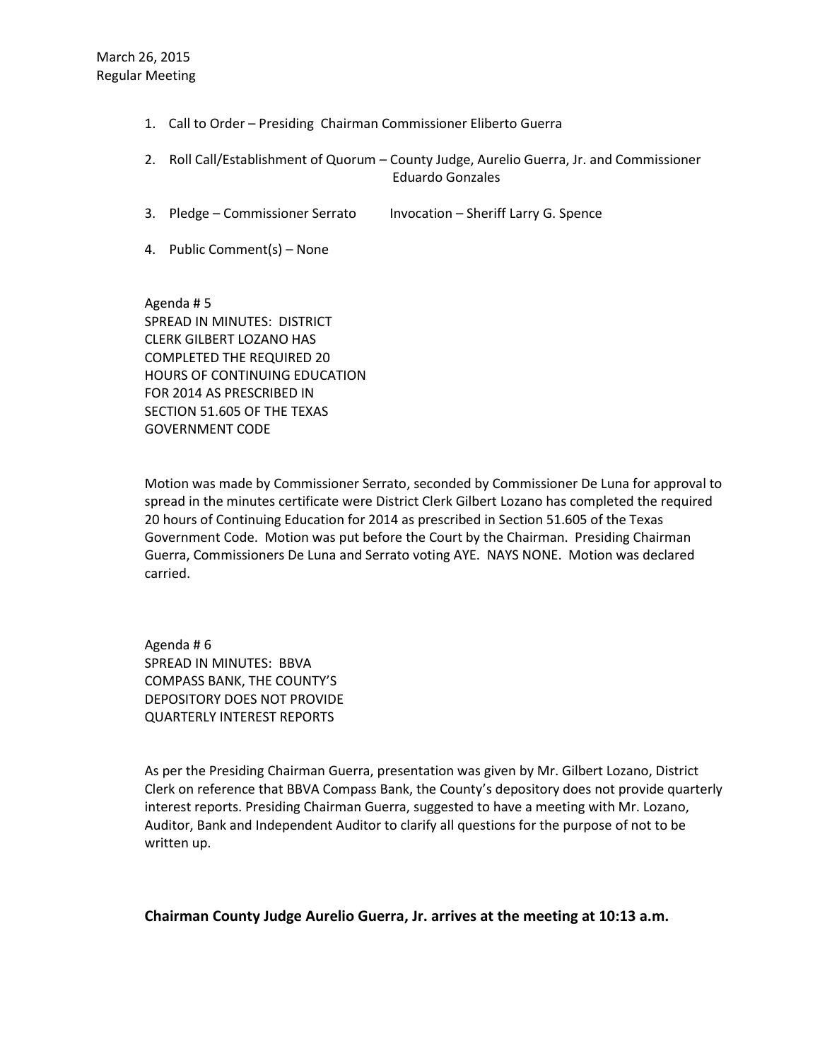March 26, 2015
Regular Meeting

1. Call to Order – Presiding Chairman Commissioner Eliberto Guerra
2. Roll Call/Establishment of Quorum – County Judge, Aurelio Guerra, Jr. and Commissioner Eduardo Gonzales
3. Pledge – Commissioner Serrato   Invocation – Sheriff Larry G. Spence
4. Public Comment(s) – None

Agenda # 5
SPREAD IN MINUTES: DISTRICT CLERK GILBERT LOZANO HAS COMPLETED THE REQUIRED 20 HOURS OF CONTINUING EDUCATION FOR 2014 AS PRESCRIBED IN SECTION 51.605 OF THE TEXAS GOVERNMENT CODE

Motion was made by Commissioner Serrato, seconded by Commissioner De Luna for approval to spread in the minutes certificate were District Clerk Gilbert Lozano has completed the required 20 hours of Continuing Education for 2014 as prescribed in Section 51.605 of the Texas Government Code. Motion was put before the Court by the Chairman. Presiding Chairman Guerra, Commissioners De Luna and Serrato voting AYE. NAYS NONE. Motion was declared carried.

Agenda # 6
SPREAD IN MINUTES: BBVA COMPASS BANK, THE COUNTY'S DEPOSITORY DOES NOT PROVIDE QUARTERLY INTEREST REPORTS

As per the Presiding Chairman Guerra, presentation was given by Mr. Gilbert Lozano, District Clerk on reference that BBVA Compass Bank, the County's depository does not provide quarterly interest reports. Presiding Chairman Guerra, suggested to have a meeting with Mr. Lozano, Auditor, Bank and Independent Auditor to clarify all questions for the purpose of not to be written up.

**Chairman County Judge Aurelio Guerra, Jr. arrives at the meeting at 10:13 a.m.**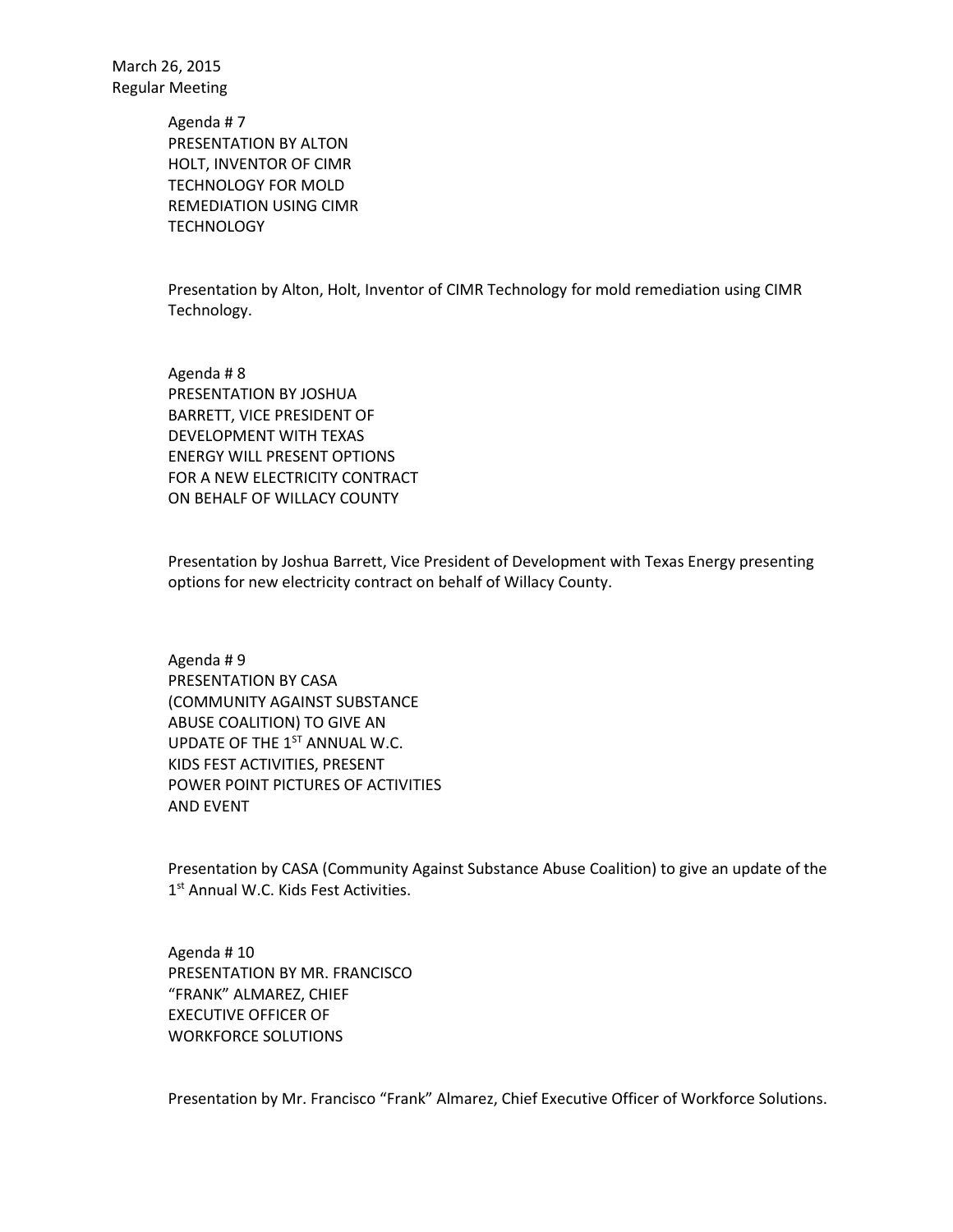March 26, 2015
Regular Meeting

Agenda # 7
PRESENTATION BY ALTON
HOLT, INVENTOR OF CIMR
TECHNOLOGY FOR MOLD
REMEDIATION USING CIMR
TECHNOLOGY

Presentation by Alton, Holt, Inventor of CIMR Technology for mold remediation using CIMR Technology.

Agenda # 8
PRESENTATION BY JOSHUA
BARRETT, VICE PRESIDENT OF
DEVELOPMENT WITH TEXAS
ENERGY WILL PRESENT OPTIONS
FOR A NEW ELECTRICITY CONTRACT
ON BEHALF OF WILLACY COUNTY

Presentation by Joshua Barrett, Vice President of Development with Texas Energy presenting options for new electricity contract on behalf of Willacy County.

Agenda # 9
PRESENTATION BY CASA
(COMMUNITY AGAINST SUBSTANCE
ABUSE COALITION) TO GIVE AN
UPDATE OF THE 1ST ANNUAL W.C.
KIDS FEST ACTIVITIES, PRESENT
POWER POINT PICTURES OF ACTIVITIES
AND EVENT

Presentation by CASA (Community Against Substance Abuse Coalition) to give an update of the 1st Annual W.C. Kids Fest Activities.

Agenda # 10
PRESENTATION BY MR. FRANCISCO
"FRANK" ALMAREZ, CHIEF
EXECUTIVE OFFICER OF
WORKFORCE SOLUTIONS

Presentation by Mr. Francisco "Frank" Almarez, Chief Executive Officer of Workforce Solutions.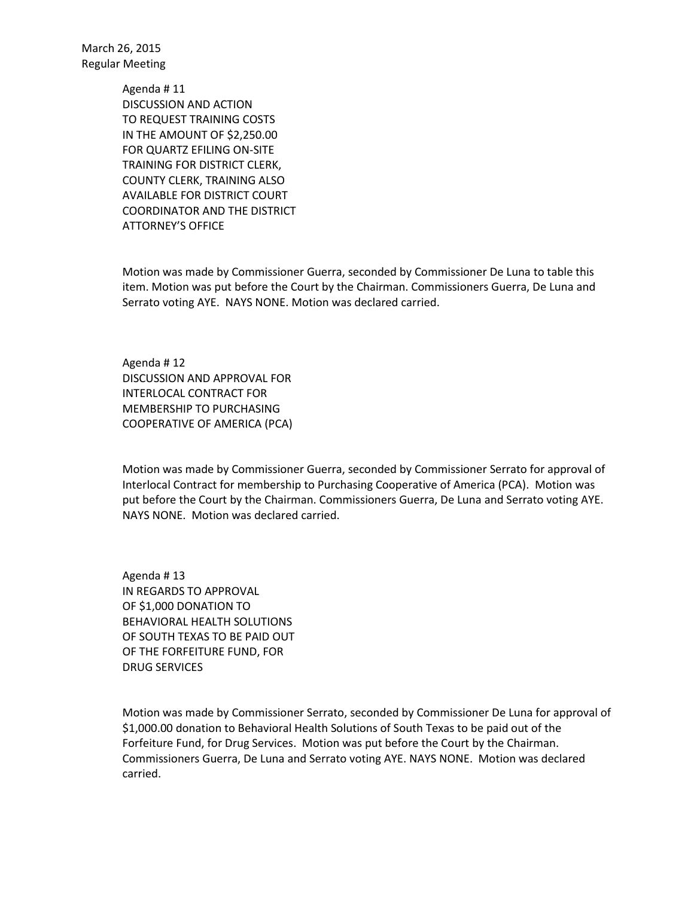March 26, 2015
Regular Meeting

Agenda # 11
DISCUSSION AND ACTION
TO REQUEST TRAINING COSTS
IN THE AMOUNT OF $2,250.00
FOR QUARTZ EFILING ON-SITE
TRAINING FOR DISTRICT CLERK,
COUNTY CLERK, TRAINING ALSO
AVAILABLE FOR DISTRICT COURT
COORDINATOR AND THE DISTRICT
ATTORNEY'S OFFICE

Motion was made by Commissioner Guerra, seconded by Commissioner De Luna to table this item. Motion was put before the Court by the Chairman. Commissioners Guerra, De Luna and Serrato voting AYE. NAYS NONE. Motion was declared carried.

Agenda # 12
DISCUSSION AND APPROVAL FOR
INTERLOCAL CONTRACT FOR
MEMBERSHIP TO PURCHASING
COOPERATIVE OF AMERICA (PCA)

Motion was made by Commissioner Guerra, seconded by Commissioner Serrato for approval of Interlocal Contract for membership to Purchasing Cooperative of America (PCA). Motion was put before the Court by the Chairman. Commissioners Guerra, De Luna and Serrato voting AYE. NAYS NONE. Motion was declared carried.

Agenda # 13
IN REGARDS TO APPROVAL
OF $1,000 DONATION TO
BEHAVIORAL HEALTH SOLUTIONS
OF SOUTH TEXAS TO BE PAID OUT
OF THE FORFEITURE FUND, FOR
DRUG SERVICES

Motion was made by Commissioner Serrato, seconded by Commissioner De Luna for approval of $1,000.00 donation to Behavioral Health Solutions of South Texas to be paid out of the Forfeiture Fund, for Drug Services. Motion was put before the Court by the Chairman. Commissioners Guerra, De Luna and Serrato voting AYE. NAYS NONE. Motion was declared carried.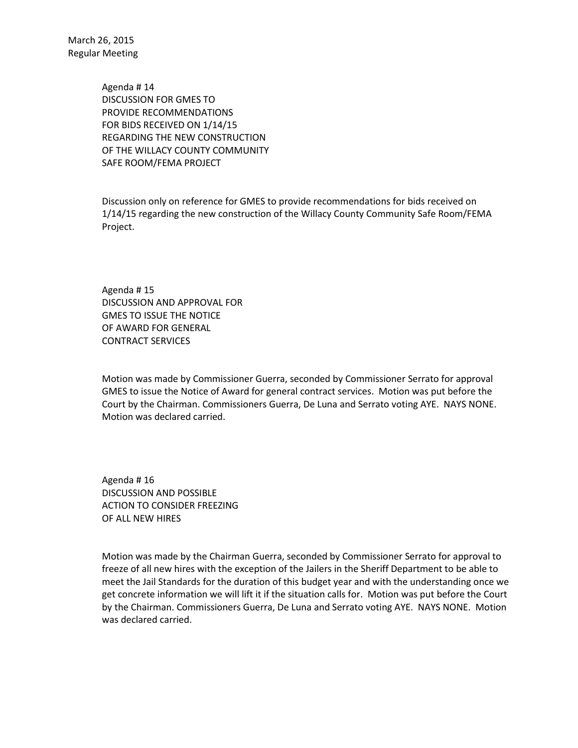March 26, 2015
Regular Meeting

Agenda # 14
DISCUSSION FOR GMES TO
PROVIDE RECOMMENDATIONS
FOR BIDS RECEIVED ON 1/14/15
REGARDING THE NEW CONSTRUCTION
OF THE WILLACY COUNTY COMMUNITY
SAFE ROOM/FEMA PROJECT

Discussion only on reference for GMES to provide recommendations for bids received on 1/14/15 regarding the new construction of the Willacy County Community Safe Room/FEMA Project.

Agenda # 15
DISCUSSION AND APPROVAL FOR
GMES TO ISSUE THE NOTICE
OF AWARD FOR GENERAL
CONTRACT SERVICES

Motion was made by Commissioner Guerra, seconded by Commissioner Serrato for approval GMES to issue the Notice of Award for general contract services. Motion was put before the Court by the Chairman. Commissioners Guerra, De Luna and Serrato voting AYE. NAYS NONE. Motion was declared carried.

Agenda # 16
DISCUSSION AND POSSIBLE
ACTION TO CONSIDER FREEZING
OF ALL NEW HIRES

Motion was made by the Chairman Guerra, seconded by Commissioner Serrato for approval to freeze of all new hires with the exception of the Jailers in the Sheriff Department to be able to meet the Jail Standards for the duration of this budget year and with the understanding once we get concrete information we will lift it if the situation calls for. Motion was put before the Court by the Chairman. Commissioners Guerra, De Luna and Serrato voting AYE. NAYS NONE. Motion was declared carried.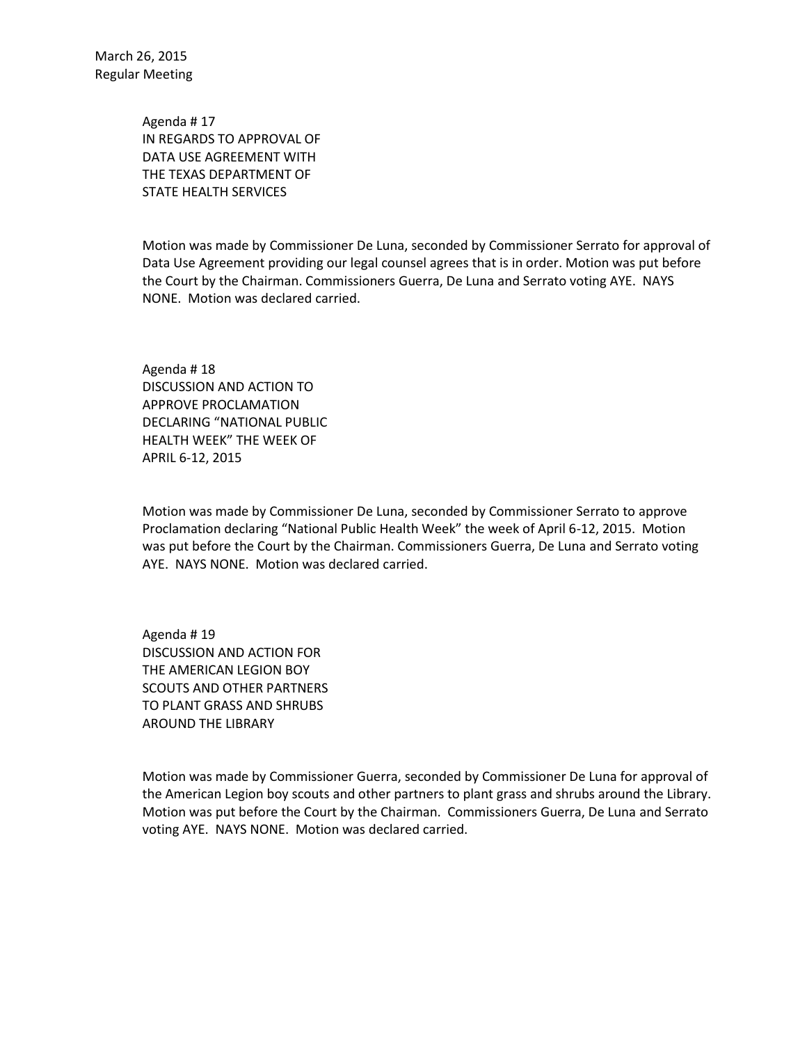March 26, 2015
Regular Meeting

Agenda # 17
IN REGARDS TO APPROVAL OF
DATA USE AGREEMENT WITH
THE TEXAS DEPARTMENT OF
STATE HEALTH SERVICES

Motion was made by Commissioner De Luna, seconded by Commissioner Serrato for approval of Data Use Agreement providing our legal counsel agrees that is in order. Motion was put before the Court by the Chairman. Commissioners Guerra, De Luna and Serrato voting AYE. NAYS NONE. Motion was declared carried.

Agenda # 18
DISCUSSION AND ACTION TO
APPROVE PROCLAMATION
DECLARING "NATIONAL PUBLIC
HEALTH WEEK" THE WEEK OF
APRIL 6-12, 2015

Motion was made by Commissioner De Luna, seconded by Commissioner Serrato to approve Proclamation declaring "National Public Health Week" the week of April 6-12, 2015. Motion was put before the Court by the Chairman. Commissioners Guerra, De Luna and Serrato voting AYE. NAYS NONE. Motion was declared carried.

Agenda # 19
DISCUSSION AND ACTION FOR
THE AMERICAN LEGION BOY
SCOUTS AND OTHER PARTNERS
TO PLANT GRASS AND SHRUBS
AROUND THE LIBRARY

Motion was made by Commissioner Guerra, seconded by Commissioner De Luna for approval of the American Legion boy scouts and other partners to plant grass and shrubs around the Library. Motion was put before the Court by the Chairman. Commissioners Guerra, De Luna and Serrato voting AYE. NAYS NONE. Motion was declared carried.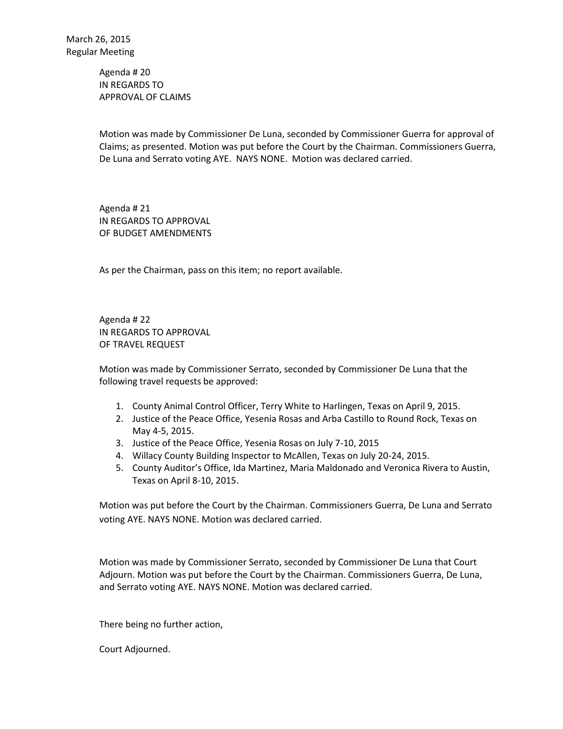March 26, 2015
Regular Meeting

Agenda # 20
IN REGARDS TO
APPROVAL OF CLAIMS

Motion was made by Commissioner De Luna, seconded by Commissioner Guerra for approval of Claims; as presented. Motion was put before the Court by the Chairman. Commissioners Guerra, De Luna and Serrato voting AYE. NAYS NONE. Motion was declared carried.

Agenda # 21
IN REGARDS TO APPROVAL
OF BUDGET AMENDMENTS

As per the Chairman, pass on this item; no report available.

Agenda # 22
IN REGARDS TO APPROVAL
OF TRAVEL REQUEST

Motion was made by Commissioner Serrato, seconded by Commissioner De Luna that the following travel requests be approved:

1. County Animal Control Officer, Terry White to Harlingen, Texas on April 9, 2015.
2. Justice of the Peace Office, Yesenia Rosas and Arba Castillo to Round Rock, Texas on May 4-5, 2015.
3. Justice of the Peace Office, Yesenia Rosas on July 7-10, 2015
4. Willacy County Building Inspector to McAllen, Texas on July 20-24, 2015.
5. County Auditor's Office, Ida Martinez, Maria Maldonado and Veronica Rivera to Austin, Texas on April 8-10, 2015.

Motion was put before the Court by the Chairman. Commissioners Guerra, De Luna and Serrato voting AYE. NAYS NONE. Motion was declared carried.

Motion was made by Commissioner Serrato, seconded by Commissioner De Luna that Court Adjourn. Motion was put before the Court by the Chairman. Commissioners Guerra, De Luna, and Serrato voting AYE. NAYS NONE. Motion was declared carried.

There being no further action,

Court Adjourned.